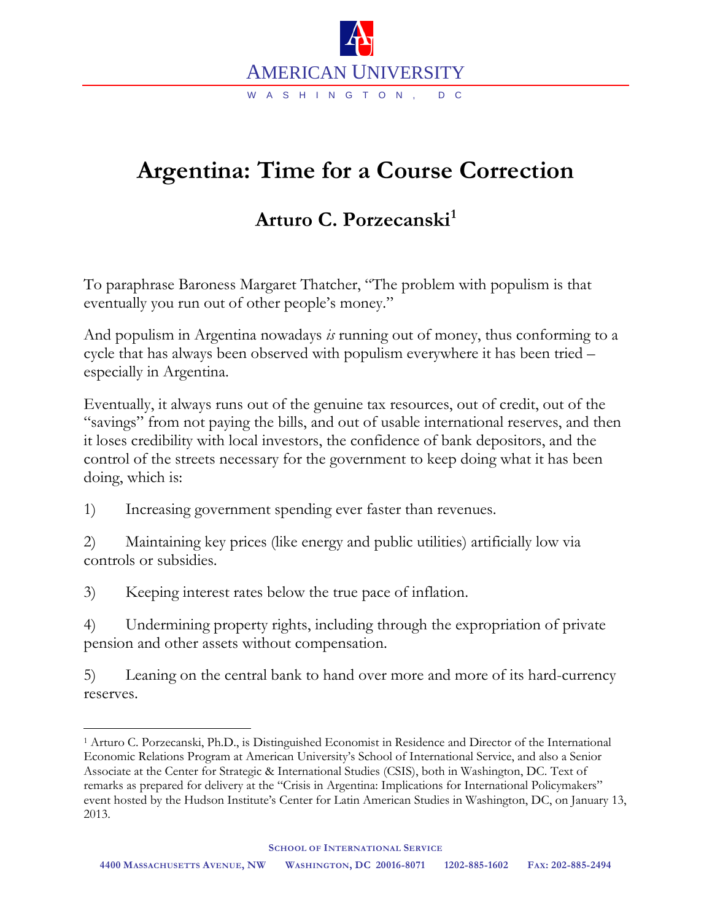# Argentina: Time for a Course Correction

## Arturo C. Porzecanski[1]

To paraphrase Baroness Margaret Thatcher, "The problem with populism is that eventually you run out of other people's money."

And populism in Argentina nowadays *is* running out of money, thus conforming to a cycle that has always been observed with populism everywhere it has been tried – especially in Argentina.

Eventually, it always runs out of the genuine tax resources, out of credit, out of the "savings" from not paying the bills, and out of usable international reserves, and then it loses credibility with local investors, the confidence of bank depositors, and the control of the streets necessary for the government to keep doing what it has been doing, which is:

1) Increasing government spending ever faster than revenues.

2) Maintaining key prices (like energy and public utilities) artificially low via controls or subsidies.

3) Keeping interest rates below the true pace of inflation.

4) Undermining property rights, including through the expropriation of private pension and other assets without compensation.

5) Leaning on the central bank to hand over more and more of its hard-currency reserves.

---

[1] Arturo C. Porzecanski, Ph.D., is Distinguished Economist in Residence and Director of the International Economic Relations Program at American University's School of International Service, and also a Senior Associate at the Center for Strategic & International Studies (CSIS), both in Washington, DC. Text of remarks as prepared for delivery at the "Crisis in Argentina: Implications for International Policymakers" event hosted by the Hudson Institute's Center for Latin American Studies in Washington, DC, on January 13, 2013.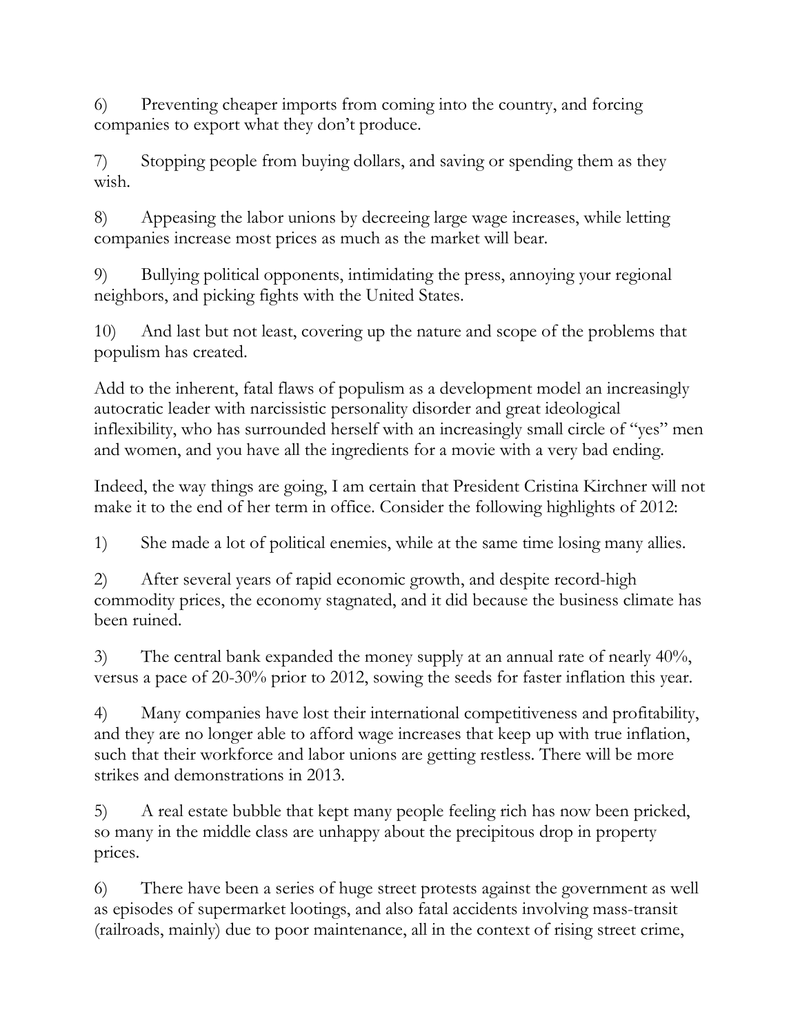6) Preventing cheaper imports from coming into the country, and forcing companies to export what they don't produce.

7) Stopping people from buying dollars, and saving or spending them as they wish.

8) Appeasing the labor unions by decreeing large wage increases, while letting companies increase most prices as much as the market will bear.

9) Bullying political opponents, intimidating the press, annoying your regional neighbors, and picking fights with the United States.

10) And last but not least, covering up the nature and scope of the problems that populism has created.

Add to the inherent, fatal flaws of populism as a development model an increasingly autocratic leader with narcissistic personality disorder and great ideological inflexibility, who has surrounded herself with an increasingly small circle of "yes" men and women, and you have all the ingredients for a movie with a very bad ending.

Indeed, the way things are going, I am certain that President Cristina Kirchner will not make it to the end of her term in office. Consider the following highlights of 2012:

1) She made a lot of political enemies, while at the same time losing many allies.

2) After several years of rapid economic growth, and despite record-high commodity prices, the economy stagnated, and it did because the business climate has been ruined.

3) The central bank expanded the money supply at an annual rate of nearly 40%, versus a pace of 20-30% prior to 2012, sowing the seeds for faster inflation this year.

4) Many companies have lost their international competitiveness and profitability, and they are no longer able to afford wage increases that keep up with true inflation, such that their workforce and labor unions are getting restless. There will be more strikes and demonstrations in 2013.

5) A real estate bubble that kept many people feeling rich has now been pricked, so many in the middle class are unhappy about the precipitous drop in property prices.

6) There have been a series of huge street protests against the government as well as episodes of supermarket lootings, and also fatal accidents involving mass-transit (railroads, mainly) due to poor maintenance, all in the context of rising street crime,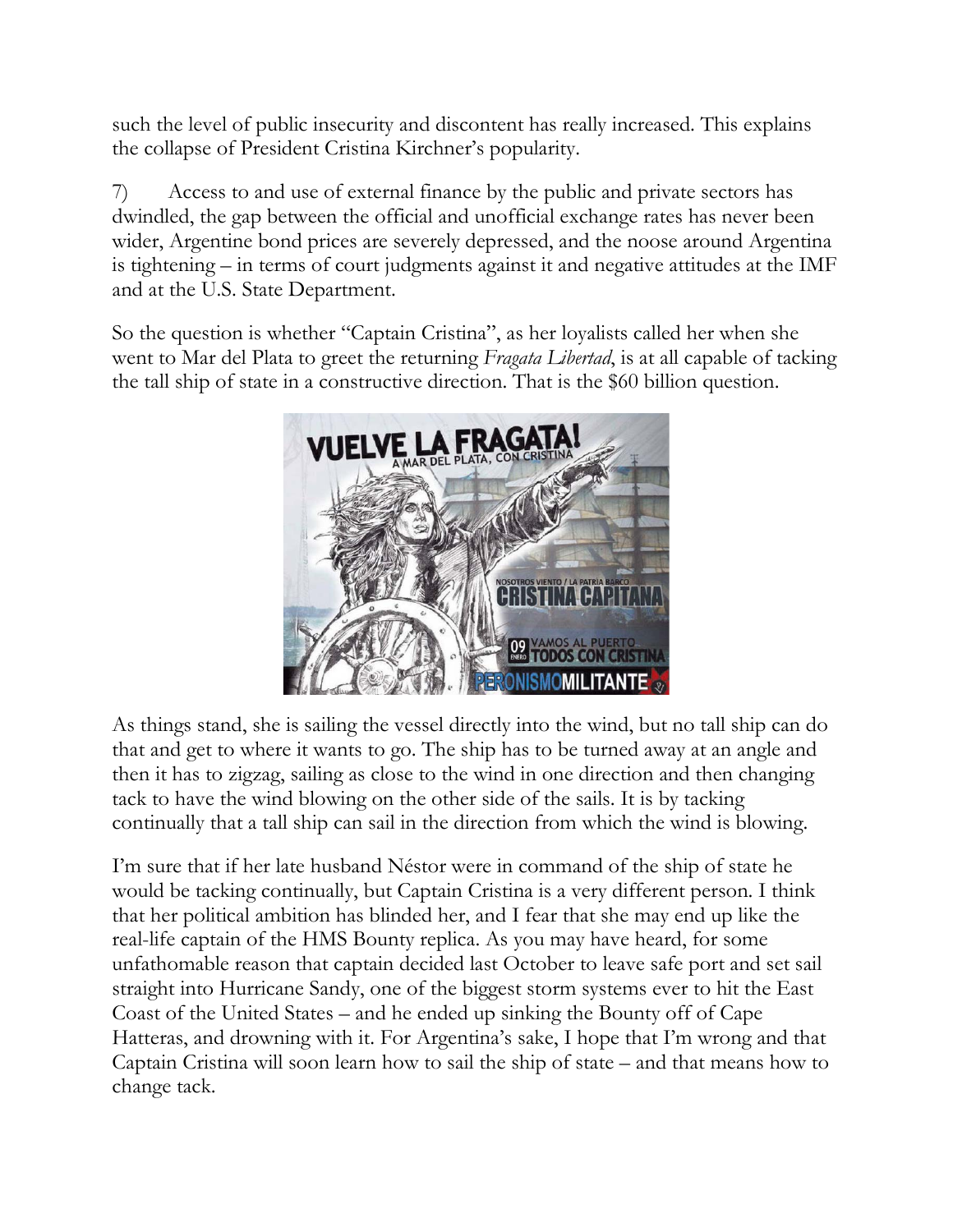such the level of public insecurity and discontent has really increased. This explains the collapse of President Cristina Kirchner's popularity.

7) Access to and use of external finance by the public and private sectors has dwindled, the gap between the official and unofficial exchange rates has never been wider, Argentine bond prices are severely depressed, and the noose around Argentina is tightening – in terms of court judgments against it and negative attitudes at the IMF and at the U.S. State Department.

So the question is whether "Captain Cristina", as her loyalists called her when she went to Mar del Plata to greet the returning *Fragata Libertad*, is at all capable of tacking the tall ship of state in a constructive direction. That is the $60 billion question.

As things stand, she is sailing the vessel directly into the wind, but no tall ship can do that and get to where it wants to go. The ship has to be turned away at an angle and then it has to zigzag, sailing as close to the wind in one direction and then changing tack to have the wind blowing on the other side of the sails. It is by tacking continually that a tall ship can sail in the direction from which the wind is blowing.

I'm sure that if her late husband Néstor were in command of the ship of state he would be tacking continually, but Captain Cristina is a very different person. I think that her political ambition has blinded her, and I fear that she may end up like the real-life captain of the HMS Bounty replica. As you may have heard, for some unfathomable reason that captain decided last October to leave safe port and set sail straight into Hurricane Sandy, one of the biggest storm systems ever to hit the East Coast of the United States – and he ended up sinking the Bounty off of Cape Hatteras, and drowning with it. For Argentina's sake, I hope that I'm wrong and that Captain Cristina will soon learn how to sail the ship of state – and that means how to change tack.